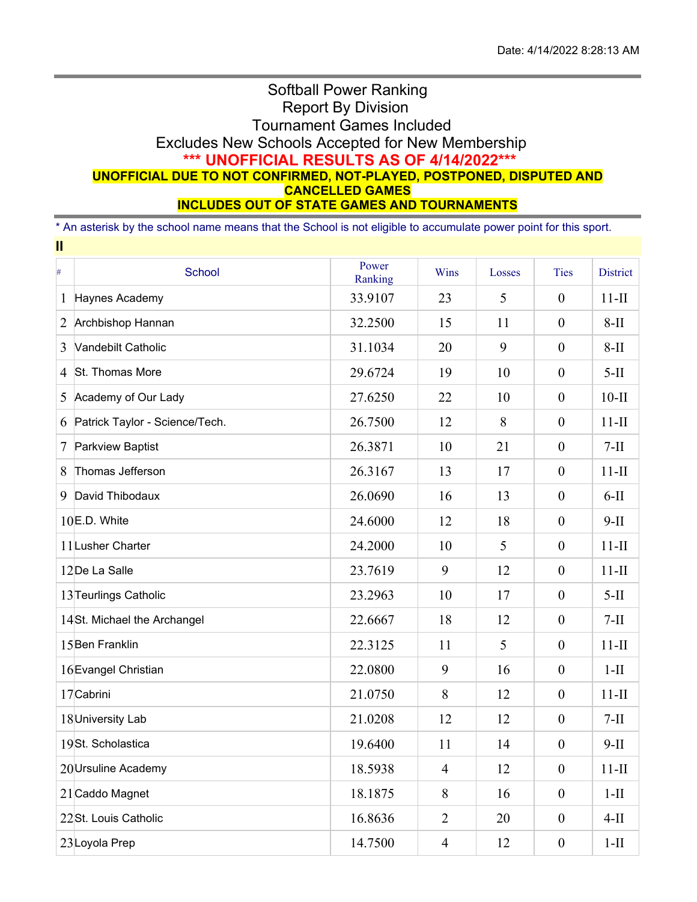Date: 4/14/2022 8:28:13 AM

# Softball Power Ranking
## Report By Division
## Tournament Games Included
## Excludes New Schools Accepted for New Membership

**\*\*\* UNOFFICIAL RESULTS AS OF 4/14/2022\*\*\***

**UNOFFICIAL DUE TO NOT CONFIRMED, NOT-PLAYED, POSTPONED, DISPUTED AND CANCELLED GAMES**

**INCLUDES OUT OF STATE GAMES AND TOURNAMENTS**

\* An asterisk by the school name means that the School is not eligible to accumulate power point for this sport.

**II**

| # | School | Power Ranking | Wins | Losses | Ties | District |
|---|---|---|---|---|---|---|
| 1 | Haynes Academy | 33.9107 | 23 | 5 | 0 | 11-II |
| 2 | Archbishop Hannan | 32.2500 | 15 | 11 | 0 | 8-II |
| 3 | Vandebilt Catholic | 31.1034 | 20 | 9 | 0 | 8-II |
| 4 | St. Thomas More | 29.6724 | 19 | 10 | 0 | 5-II |
| 5 | Academy of Our Lady | 27.6250 | 22 | 10 | 0 | 10-II |
| 6 | Patrick Taylor - Science/Tech. | 26.7500 | 12 | 8 | 0 | 11-II |
| 7 | Parkview Baptist | 26.3871 | 10 | 21 | 0 | 7-II |
| 8 | Thomas Jefferson | 26.3167 | 13 | 17 | 0 | 11-II |
| 9 | David Thibodaux | 26.0690 | 16 | 13 | 0 | 6-II |
| 10 | E.D. White | 24.6000 | 12 | 18 | 0 | 9-II |
| 11 | Lusher Charter | 24.2000 | 10 | 5 | 0 | 11-II |
| 12 | De La Salle | 23.7619 | 9 | 12 | 0 | 11-II |
| 13 | Teurlings Catholic | 23.2963 | 10 | 17 | 0 | 5-II |
| 14 | St. Michael the Archangel | 22.6667 | 18 | 12 | 0 | 7-II |
| 15 | Ben Franklin | 22.3125 | 11 | 5 | 0 | 11-II |
| 16 | Evangel Christian | 22.0800 | 9 | 16 | 0 | 1-II |
| 17 | Cabrini | 21.0750 | 8 | 12 | 0 | 11-II |
| 18 | University Lab | 21.0208 | 12 | 12 | 0 | 7-II |
| 19 | St. Scholastica | 19.6400 | 11 | 14 | 0 | 9-II |
| 20 | Ursuline Academy | 18.5938 | 4 | 12 | 0 | 11-II |
| 21 | Caddo Magnet | 18.1875 | 8 | 16 | 0 | 1-II |
| 22 | St. Louis Catholic | 16.8636 | 2 | 20 | 0 | 4-II |
| 23 | Loyola Prep | 14.7500 | 4 | 12 | 0 | 1-II |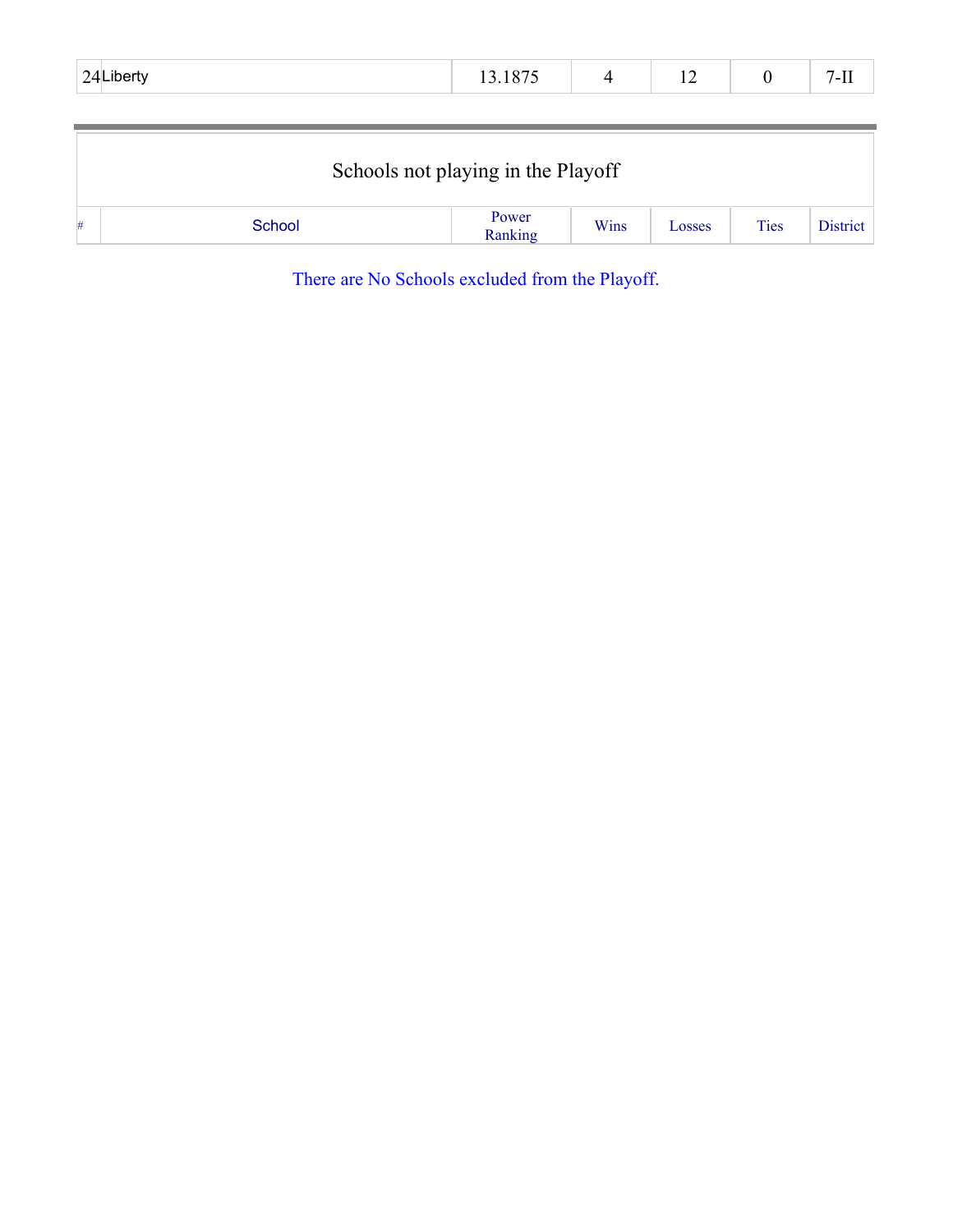| | | | | | | |
|---|---|---|---|---|---|---|
| 24 | Liberty | 13.1875 | 4 | 12 | 0 | 7-II |

---

## Schools not playing in the Playoff

| # | School | Power Ranking | Wins | Losses | Ties | District |
|---|---|---|---|---|---|---|

There are No Schools excluded from the Playoff.